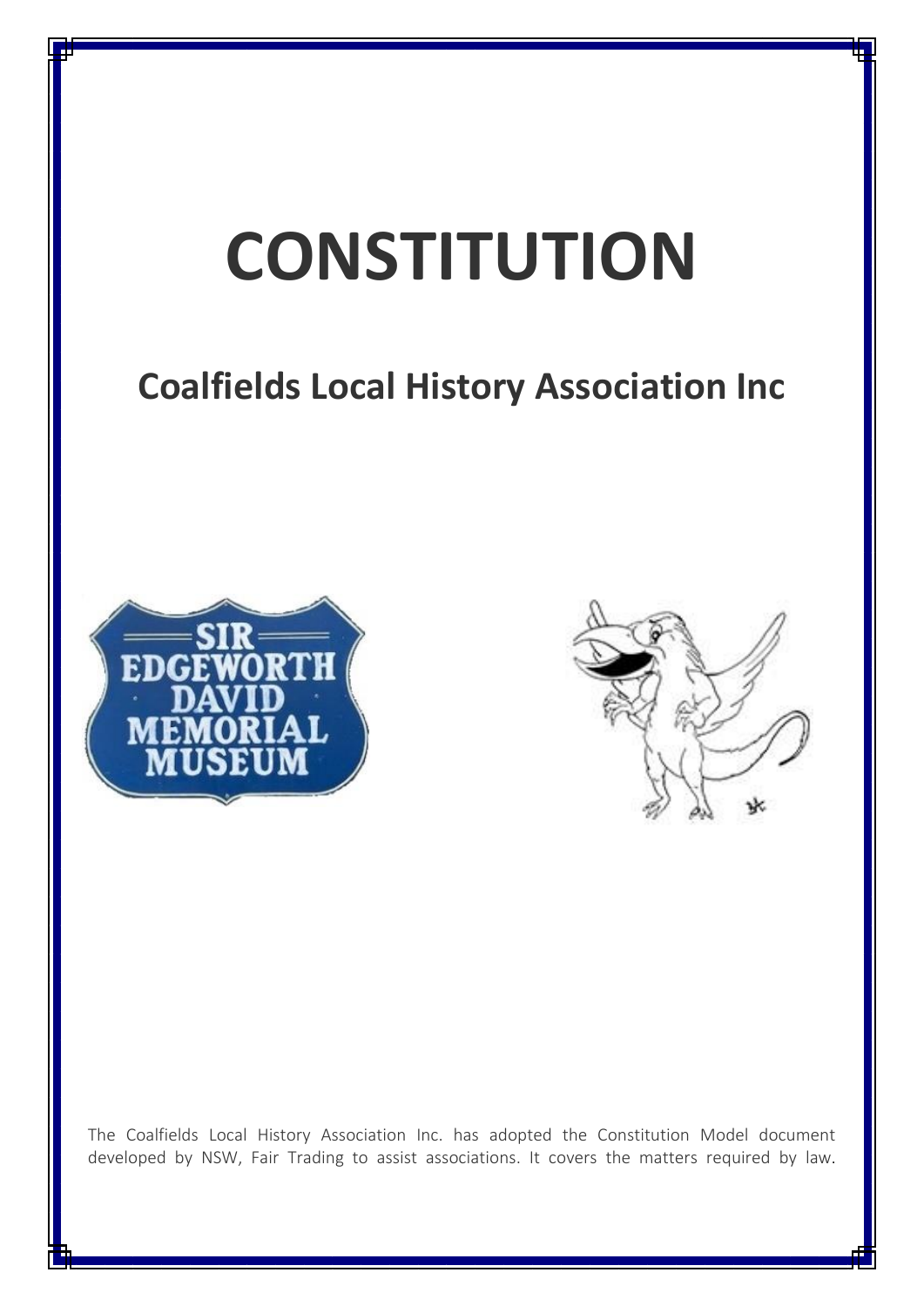# CONSTITUTION

## Coalfields Local History Association Inc

The Coalfields Local History Association Inc. has adopted the Constitution Model document developed by NSW, Fair Trading to assist associations. It covers the matters required by law.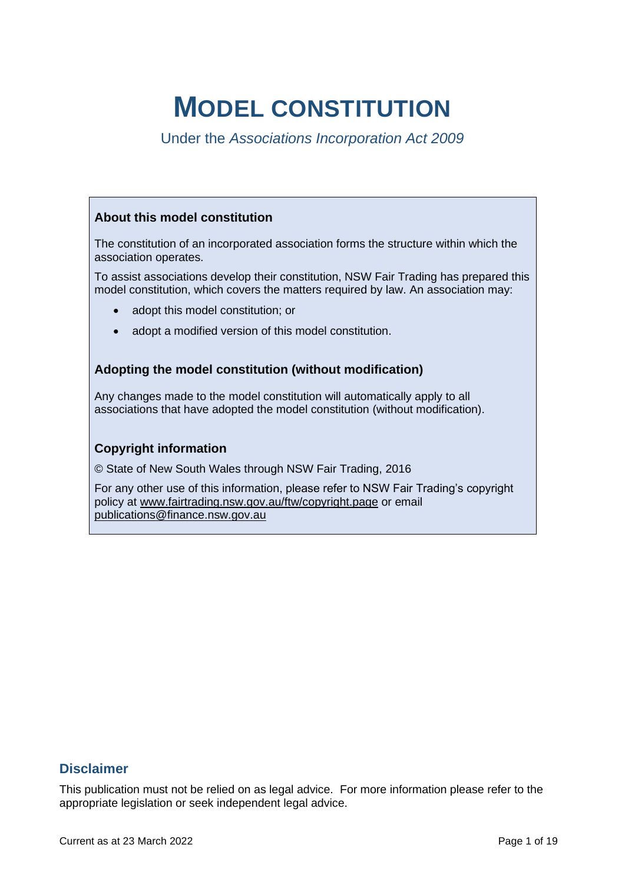# MODEL CONSTITUTION

Under the *Associations Incorporation Act 2009*

### About this model constitution

The constitution of an incorporated association forms the structure within which the association operates.

To assist associations develop their constitution, NSW Fair Trading has prepared this model constitution, which covers the matters required by law. An association may:

- adopt this model constitution; or
- adopt a modified version of this model constitution.

### Adopting the model constitution (without modification)

Any changes made to the model constitution will automatically apply to all associations that have adopted the model constitution (without modification).

### Copyright information

© State of New South Wales through NSW Fair Trading, 2016

For any other use of this information, please refer to NSW Fair Trading's copyright policy at www.fairtrading.nsw.gov.au/ftw/copyright.page or email publications@finance.nsw.gov.au

## Disclaimer

This publication must not be relied on as legal advice. For more information please refer to the appropriate legislation or seek independent legal advice.

Current as at 23 March 2022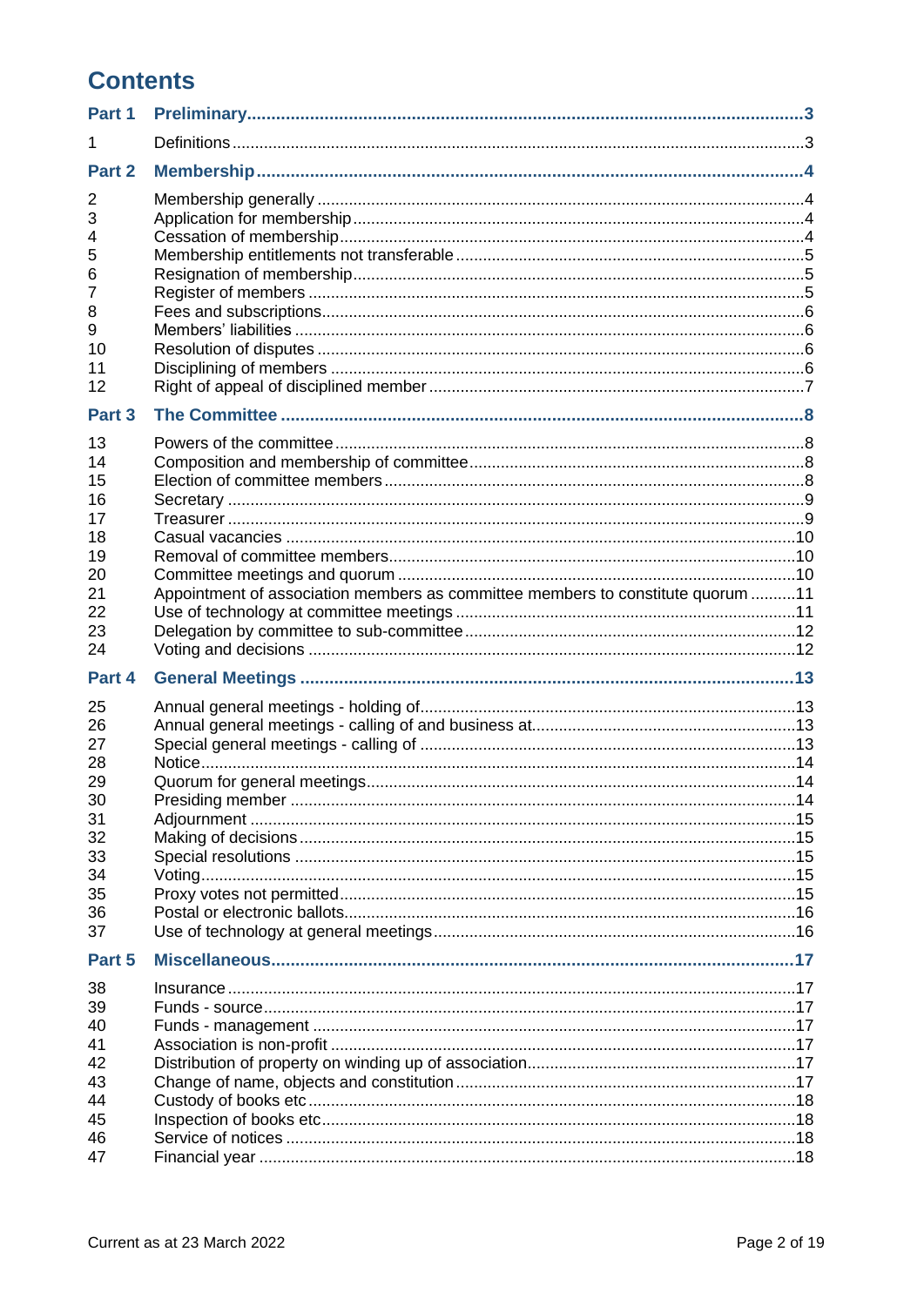# Contents

| | | |
|---|---|---|
| **Part 1** | **Preliminary** | **3** |
| 1 | Definitions | 3 |
| **Part 2** | **Membership** | **4** |
| 2 | Membership generally | 4 |
| 3 | Application for membership | 4 |
| 4 | Cessation of membership | 4 |
| 5 | Membership entitlements not transferable | 5 |
| 6 | Resignation of membership | 5 |
| 7 | Register of members | 5 |
| 8 | Fees and subscriptions | 6 |
| 9 | Members' liabilities | 6 |
| 10 | Resolution of disputes | 6 |
| 11 | Disciplining of members | 6 |
| 12 | Right of appeal of disciplined member | 7 |
| **Part 3** | **The Committee** | **8** |
| 13 | Powers of the committee | 8 |
| 14 | Composition and membership of committee | 8 |
| 15 | Election of committee members | 8 |
| 16 | Secretary | 9 |
| 17 | Treasurer | 9 |
| 18 | Casual vacancies | 10 |
| 19 | Removal of committee members | 10 |
| 20 | Committee meetings and quorum | 10 |
| 21 | Appointment of association members as committee members to constitute quorum | 11 |
| 22 | Use of technology at committee meetings | 11 |
| 23 | Delegation by committee to sub-committee | 12 |
| 24 | Voting and decisions | 12 |
| **Part 4** | **General Meetings** | **13** |
| 25 | Annual general meetings - holding of | 13 |
| 26 | Annual general meetings - calling of and business at | 13 |
| 27 | Special general meetings - calling of | 13 |
| 28 | Notice | 14 |
| 29 | Quorum for general meetings | 14 |
| 30 | Presiding member | 14 |
| 31 | Adjournment | 15 |
| 32 | Making of decisions | 15 |
| 33 | Special resolutions | 15 |
| 34 | Voting | 15 |
| 35 | Proxy votes not permitted | 15 |
| 36 | Postal or electronic ballots | 16 |
| 37 | Use of technology at general meetings | 16 |
| **Part 5** | **Miscellaneous** | **17** |
| 38 | Insurance | 17 |
| 39 | Funds - source | 17 |
| 40 | Funds - management | 17 |
| 41 | Association is non-profit | 17 |
| 42 | Distribution of property on winding up of association | 17 |
| 43 | Change of name, objects and constitution | 17 |
| 44 | Custody of books etc | 18 |
| 45 | Inspection of books etc | 18 |
| 46 | Service of notices | 18 |
| 47 | Financial year | 18 |

Current as at 23 March 2022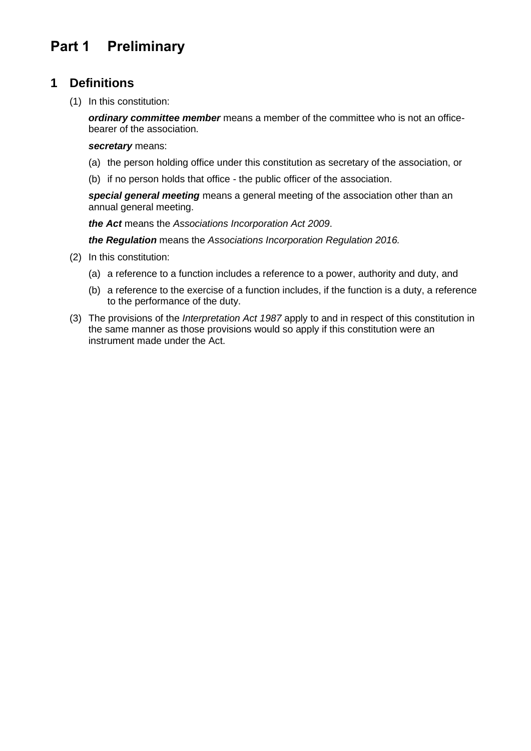# Part 1 Preliminary

## 1 Definitions

(1) In this constitution:

***ordinary committee member*** means a member of the committee who is not an office-bearer of the association.

***secretary*** means:

(a) the person holding office under this constitution as secretary of the association, or

(b) if no person holds that office - the public officer of the association.

***special general meeting*** means a general meeting of the association other than an annual general meeting.

***the Act*** means the *Associations Incorporation Act 2009*.

***the Regulation*** means the *Associations Incorporation Regulation 2016.*

(2) In this constitution:

(a) a reference to a function includes a reference to a power, authority and duty, and

(b) a reference to the exercise of a function includes, if the function is a duty, a reference to the performance of the duty.

(3) The provisions of the *Interpretation Act 1987* apply to and in respect of this constitution in the same manner as those provisions would so apply if this constitution were an instrument made under the Act.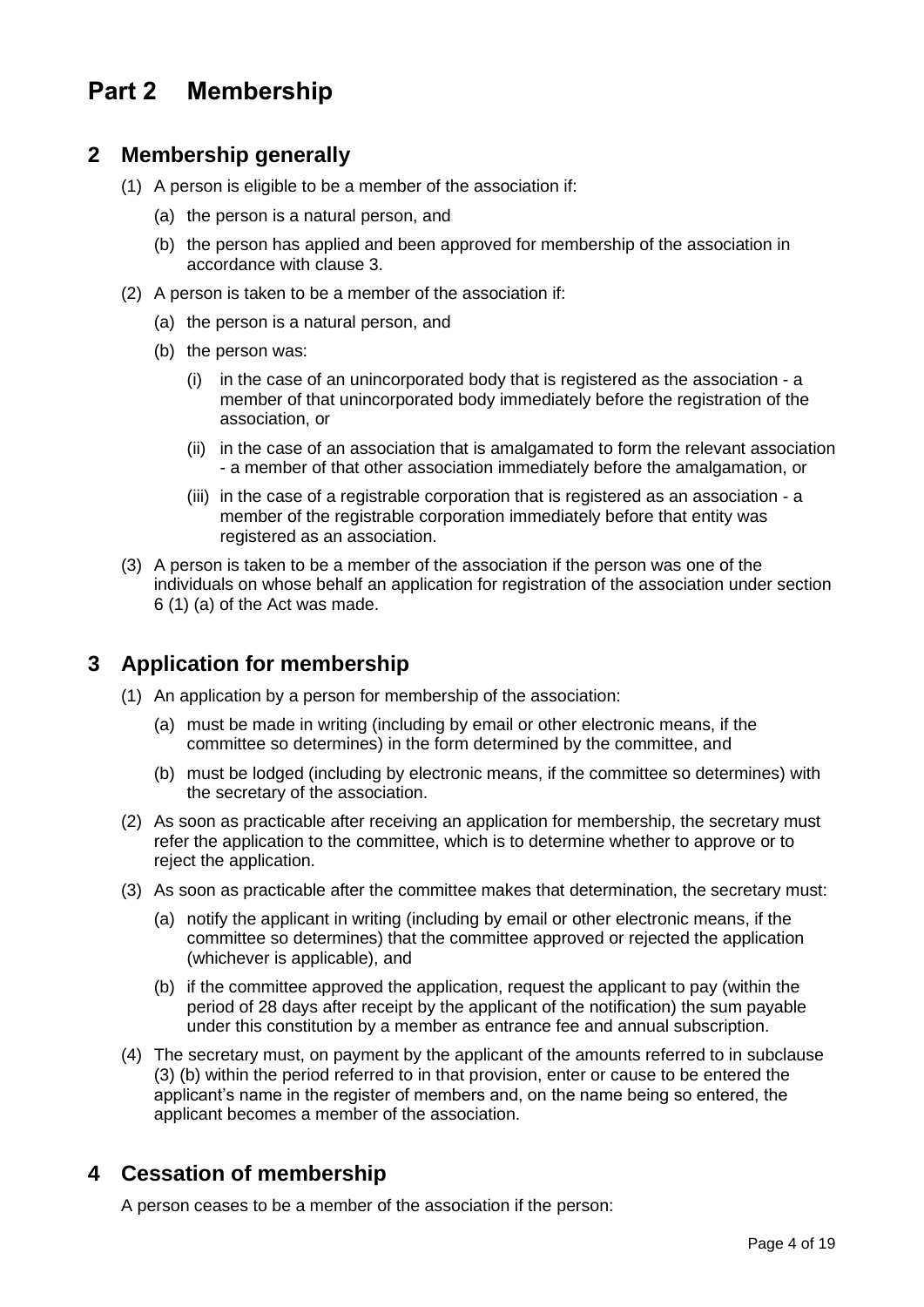# Part 2 Membership

## 2 Membership generally

(1) A person is eligible to be a member of the association if:

(a) the person is a natural person, and

(b) the person has applied and been approved for membership of the association in accordance with clause 3.

(2) A person is taken to be a member of the association if:

(a) the person is a natural person, and

(b) the person was:

(i) in the case of an unincorporated body that is registered as the association - a member of that unincorporated body immediately before the registration of the association, or

(ii) in the case of an association that is amalgamated to form the relevant association - a member of that other association immediately before the amalgamation, or

(iii) in the case of a registrable corporation that is registered as an association - a member of the registrable corporation immediately before that entity was registered as an association.

(3) A person is taken to be a member of the association if the person was one of the individuals on whose behalf an application for registration of the association under section 6 (1) (a) of the Act was made.

## 3 Application for membership

(1) An application by a person for membership of the association:

(a) must be made in writing (including by email or other electronic means, if the committee so determines) in the form determined by the committee, and

(b) must be lodged (including by electronic means, if the committee so determines) with the secretary of the association.

(2) As soon as practicable after receiving an application for membership, the secretary must refer the application to the committee, which is to determine whether to approve or to reject the application.

(3) As soon as practicable after the committee makes that determination, the secretary must:

(a) notify the applicant in writing (including by email or other electronic means, if the committee so determines) that the committee approved or rejected the application (whichever is applicable), and

(b) if the committee approved the application, request the applicant to pay (within the period of 28 days after receipt by the applicant of the notification) the sum payable under this constitution by a member as entrance fee and annual subscription.

(4) The secretary must, on payment by the applicant of the amounts referred to in subclause (3) (b) within the period referred to in that provision, enter or cause to be entered the applicant's name in the register of members and, on the name being so entered, the applicant becomes a member of the association.

## 4 Cessation of membership

A person ceases to be a member of the association if the person: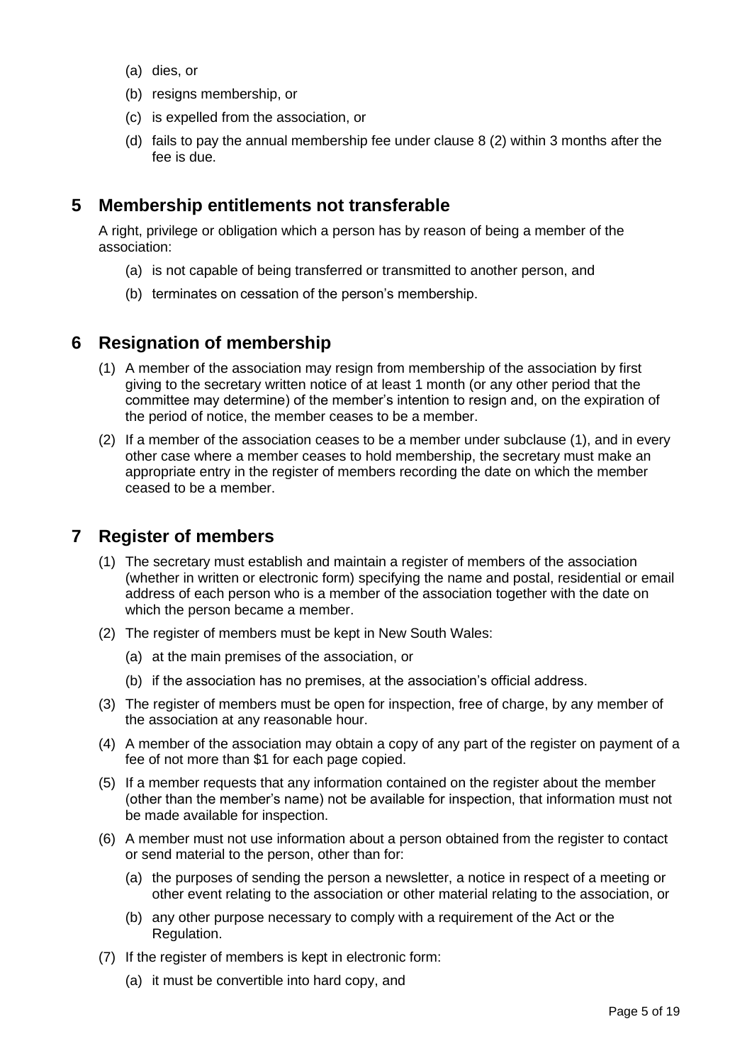(a) dies, or

(b) resigns membership, or

(c) is expelled from the association, or

(d) fails to pay the annual membership fee under clause 8 (2) within 3 months after the fee is due.

## 5 Membership entitlements not transferable

A right, privilege or obligation which a person has by reason of being a member of the association:

(a) is not capable of being transferred or transmitted to another person, and

(b) terminates on cessation of the person's membership.

## 6 Resignation of membership

(1) A member of the association may resign from membership of the association by first giving to the secretary written notice of at least 1 month (or any other period that the committee may determine) of the member's intention to resign and, on the expiration of the period of notice, the member ceases to be a member.

(2) If a member of the association ceases to be a member under subclause (1), and in every other case where a member ceases to hold membership, the secretary must make an appropriate entry in the register of members recording the date on which the member ceased to be a member.

## 7 Register of members

(1) The secretary must establish and maintain a register of members of the association (whether in written or electronic form) specifying the name and postal, residential or email address of each person who is a member of the association together with the date on which the person became a member.

(2) The register of members must be kept in New South Wales:

(a) at the main premises of the association, or

(b) if the association has no premises, at the association's official address.

(3) The register of members must be open for inspection, free of charge, by any member of the association at any reasonable hour.

(4) A member of the association may obtain a copy of any part of the register on payment of a fee of not more than $1 for each page copied.

(5) If a member requests that any information contained on the register about the member (other than the member's name) not be available for inspection, that information must not be made available for inspection.

(6) A member must not use information about a person obtained from the register to contact or send material to the person, other than for:

(a) the purposes of sending the person a newsletter, a notice in respect of a meeting or other event relating to the association or other material relating to the association, or

(b) any other purpose necessary to comply with a requirement of the Act or the Regulation.

(7) If the register of members is kept in electronic form:

(a) it must be convertible into hard copy, and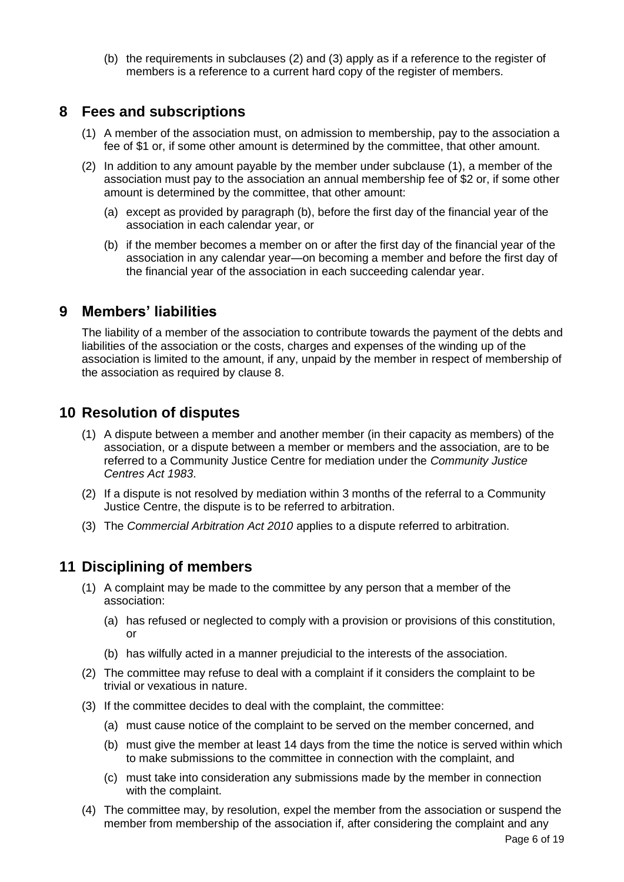(b) the requirements in subclauses (2) and (3) apply as if a reference to the register of members is a reference to a current hard copy of the register of members.

## 8 Fees and subscriptions

(1) A member of the association must, on admission to membership, pay to the association a fee of $1 or, if some other amount is determined by the committee, that other amount.

(2) In addition to any amount payable by the member under subclause (1), a member of the association must pay to the association an annual membership fee of $2 or, if some other amount is determined by the committee, that other amount:

(a) except as provided by paragraph (b), before the first day of the financial year of the association in each calendar year, or

(b) if the member becomes a member on or after the first day of the financial year of the association in any calendar year—on becoming a member and before the first day of the financial year of the association in each succeeding calendar year.

## 9 Members' liabilities

The liability of a member of the association to contribute towards the payment of the debts and liabilities of the association or the costs, charges and expenses of the winding up of the association is limited to the amount, if any, unpaid by the member in respect of membership of the association as required by clause 8.

## 10 Resolution of disputes

(1) A dispute between a member and another member (in their capacity as members) of the association, or a dispute between a member or members and the association, are to be referred to a Community Justice Centre for mediation under the *Community Justice Centres Act 1983*.

(2) If a dispute is not resolved by mediation within 3 months of the referral to a Community Justice Centre, the dispute is to be referred to arbitration.

(3) The *Commercial Arbitration Act 2010* applies to a dispute referred to arbitration.

## 11 Disciplining of members

(1) A complaint may be made to the committee by any person that a member of the association:

(a) has refused or neglected to comply with a provision or provisions of this constitution, or

(b) has wilfully acted in a manner prejudicial to the interests of the association.

(2) The committee may refuse to deal with a complaint if it considers the complaint to be trivial or vexatious in nature.

(3) If the committee decides to deal with the complaint, the committee:

(a) must cause notice of the complaint to be served on the member concerned, and

(b) must give the member at least 14 days from the time the notice is served within which to make submissions to the committee in connection with the complaint, and

(c) must take into consideration any submissions made by the member in connection with the complaint.

(4) The committee may, by resolution, expel the member from the association or suspend the member from membership of the association if, after considering the complaint and any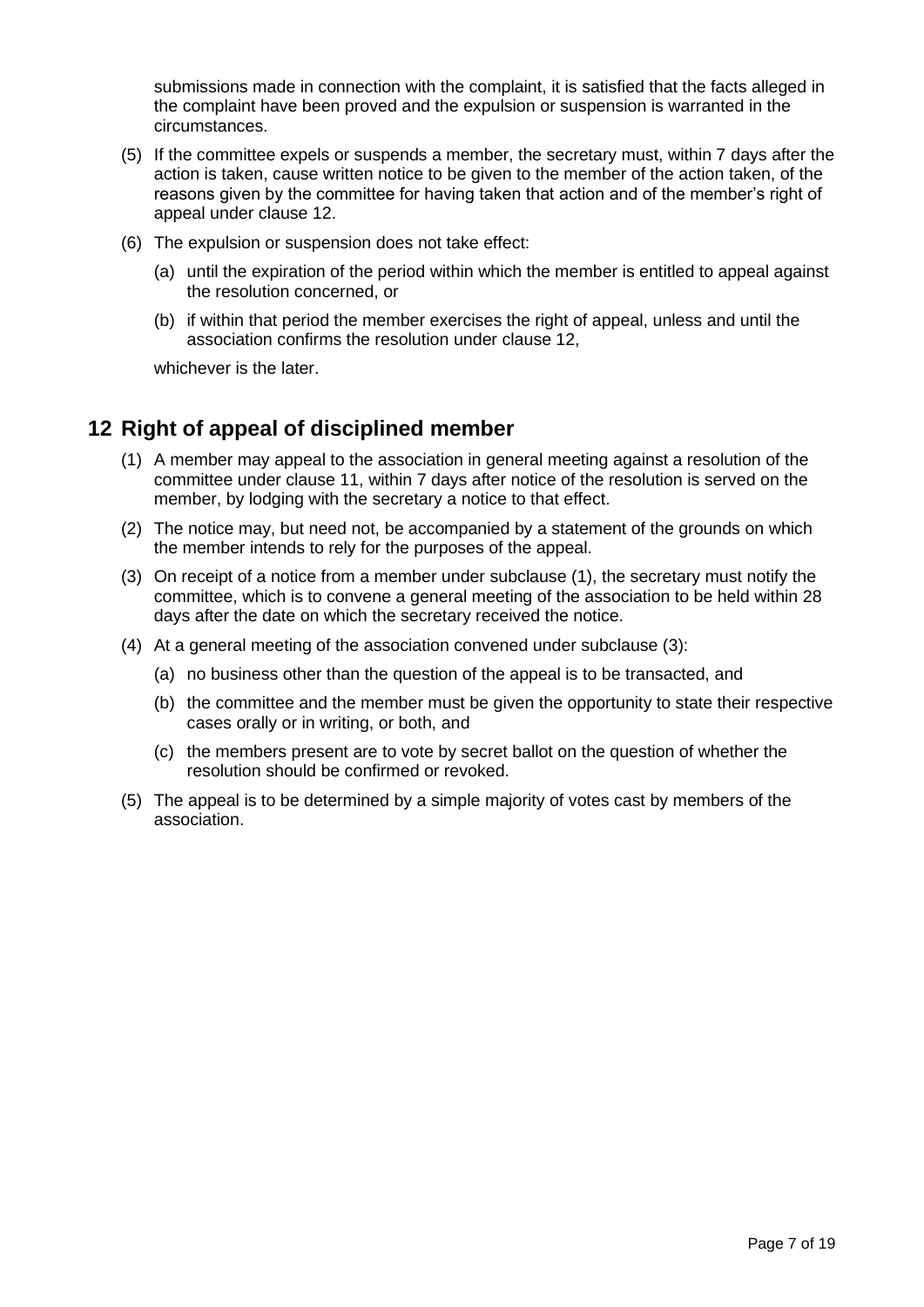submissions made in connection with the complaint, it is satisfied that the facts alleged in the complaint have been proved and the expulsion or suspension is warranted in the circumstances.

(5) If the committee expels or suspends a member, the secretary must, within 7 days after the action is taken, cause written notice to be given to the member of the action taken, of the reasons given by the committee for having taken that action and of the member's right of appeal under clause 12.

(6) The expulsion or suspension does not take effect:

(a) until the expiration of the period within which the member is entitled to appeal against the resolution concerned, or

(b) if within that period the member exercises the right of appeal, unless and until the association confirms the resolution under clause 12,

whichever is the later.

## 12 Right of appeal of disciplined member

(1) A member may appeal to the association in general meeting against a resolution of the committee under clause 11, within 7 days after notice of the resolution is served on the member, by lodging with the secretary a notice to that effect.

(2) The notice may, but need not, be accompanied by a statement of the grounds on which the member intends to rely for the purposes of the appeal.

(3) On receipt of a notice from a member under subclause (1), the secretary must notify the committee, which is to convene a general meeting of the association to be held within 28 days after the date on which the secretary received the notice.

(4) At a general meeting of the association convened under subclause (3):

(a) no business other than the question of the appeal is to be transacted, and

(b) the committee and the member must be given the opportunity to state their respective cases orally or in writing, or both, and

(c) the members present are to vote by secret ballot on the question of whether the resolution should be confirmed or revoked.

(5) The appeal is to be determined by a simple majority of votes cast by members of the association.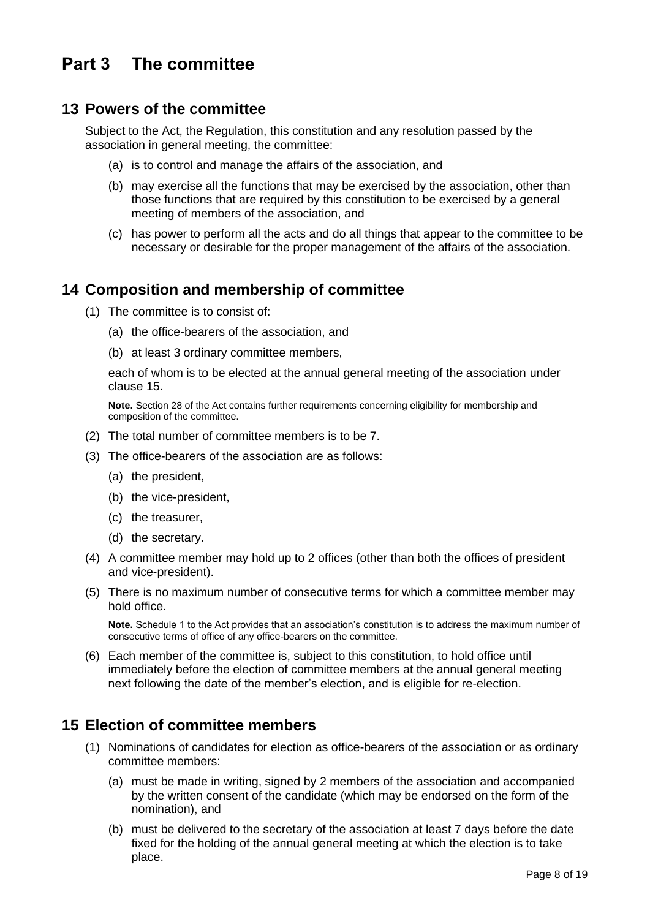# Part 3 The committee

## 13 Powers of the committee

Subject to the Act, the Regulation, this constitution and any resolution passed by the association in general meeting, the committee:

(a) is to control and manage the affairs of the association, and

(b) may exercise all the functions that may be exercised by the association, other than those functions that are required by this constitution to be exercised by a general meeting of members of the association, and

(c) has power to perform all the acts and do all things that appear to the committee to be necessary or desirable for the proper management of the affairs of the association.

## 14 Composition and membership of committee

(1) The committee is to consist of:

(a) the office-bearers of the association, and

(b) at least 3 ordinary committee members,

each of whom is to be elected at the annual general meeting of the association under clause 15.

**Note.** Section 28 of the Act contains further requirements concerning eligibility for membership and composition of the committee.

(2) The total number of committee members is to be 7.

(3) The office-bearers of the association are as follows:

(a) the president,

(b) the vice-president,

(c) the treasurer,

(d) the secretary.

(4) A committee member may hold up to 2 offices (other than both the offices of president and vice-president).

(5) There is no maximum number of consecutive terms for which a committee member may hold office.

**Note.** Schedule 1 to the Act provides that an association's constitution is to address the maximum number of consecutive terms of office of any office-bearers on the committee.

(6) Each member of the committee is, subject to this constitution, to hold office until immediately before the election of committee members at the annual general meeting next following the date of the member's election, and is eligible for re-election.

## 15 Election of committee members

(1) Nominations of candidates for election as office-bearers of the association or as ordinary committee members:

(a) must be made in writing, signed by 2 members of the association and accompanied by the written consent of the candidate (which may be endorsed on the form of the nomination), and

(b) must be delivered to the secretary of the association at least 7 days before the date fixed for the holding of the annual general meeting at which the election is to take place.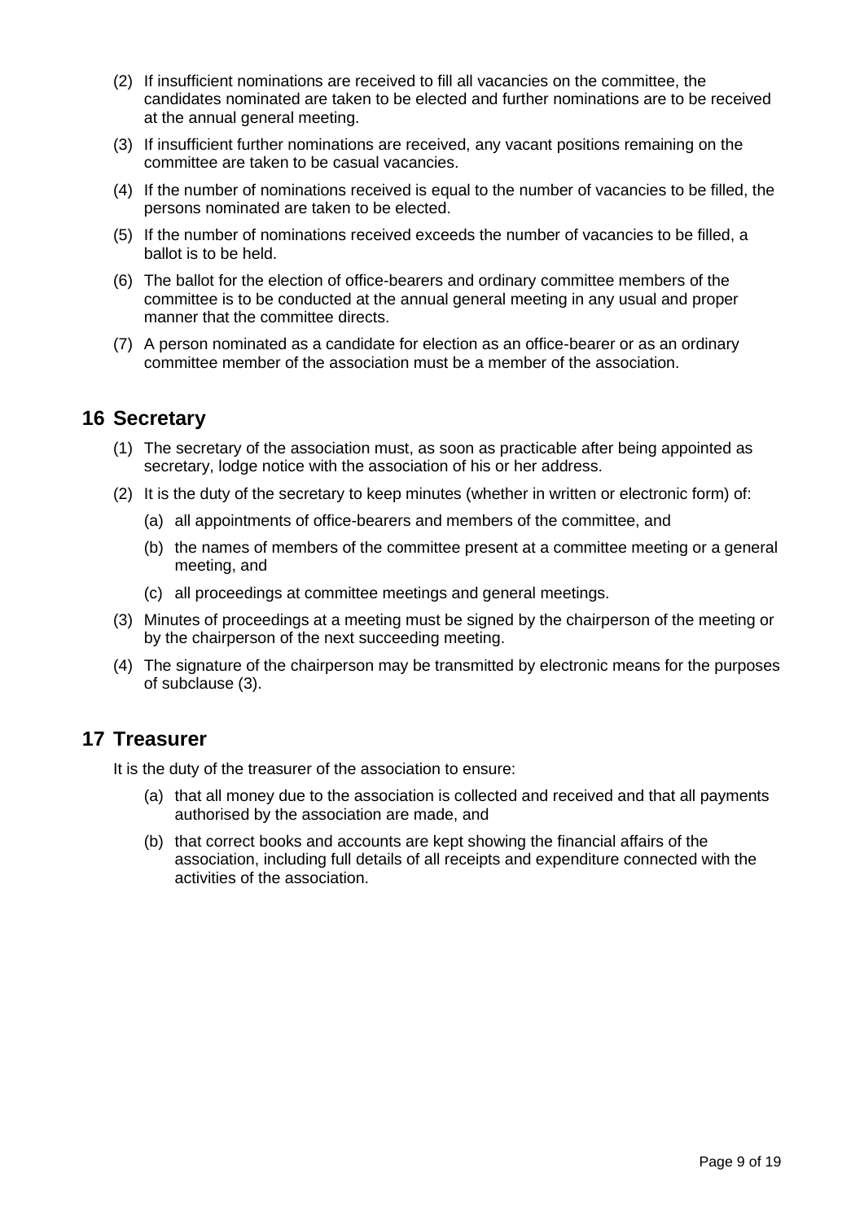(2) If insufficient nominations are received to fill all vacancies on the committee, the candidates nominated are taken to be elected and further nominations are to be received at the annual general meeting.

(3) If insufficient further nominations are received, any vacant positions remaining on the committee are taken to be casual vacancies.

(4) If the number of nominations received is equal to the number of vacancies to be filled, the persons nominated are taken to be elected.

(5) If the number of nominations received exceeds the number of vacancies to be filled, a ballot is to be held.

(6) The ballot for the election of office-bearers and ordinary committee members of the committee is to be conducted at the annual general meeting in any usual and proper manner that the committee directs.

(7) A person nominated as a candidate for election as an office-bearer or as an ordinary committee member of the association must be a member of the association.

## 16 Secretary

(1) The secretary of the association must, as soon as practicable after being appointed as secretary, lodge notice with the association of his or her address.

(2) It is the duty of the secretary to keep minutes (whether in written or electronic form) of:

- (a) all appointments of office-bearers and members of the committee, and
- (b) the names of members of the committee present at a committee meeting or a general meeting, and
- (c) all proceedings at committee meetings and general meetings.

(3) Minutes of proceedings at a meeting must be signed by the chairperson of the meeting or by the chairperson of the next succeeding meeting.

(4) The signature of the chairperson may be transmitted by electronic means for the purposes of subclause (3).

## 17 Treasurer

It is the duty of the treasurer of the association to ensure:

- (a) that all money due to the association is collected and received and that all payments authorised by the association are made, and
- (b) that correct books and accounts are kept showing the financial affairs of the association, including full details of all receipts and expenditure connected with the activities of the association.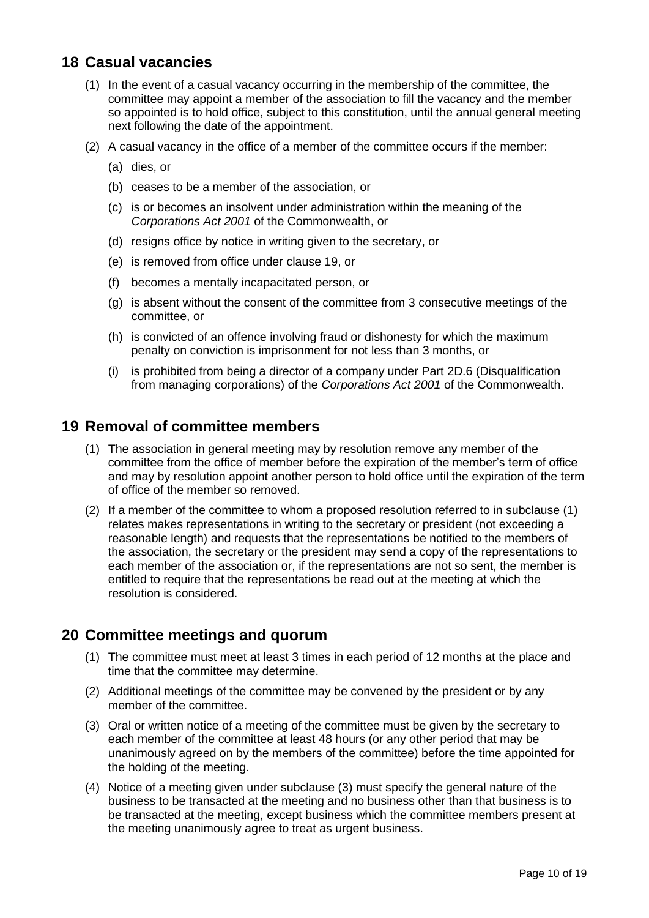## 18 Casual vacancies

(1) In the event of a casual vacancy occurring in the membership of the committee, the committee may appoint a member of the association to fill the vacancy and the member so appointed is to hold office, subject to this constitution, until the annual general meeting next following the date of the appointment.

(2) A casual vacancy in the office of a member of the committee occurs if the member:

(a) dies, or

(b) ceases to be a member of the association, or

(c) is or becomes an insolvent under administration within the meaning of the *Corporations Act 2001* of the Commonwealth, or

(d) resigns office by notice in writing given to the secretary, or

(e) is removed from office under clause 19, or

(f) becomes a mentally incapacitated person, or

(g) is absent without the consent of the committee from 3 consecutive meetings of the committee, or

(h) is convicted of an offence involving fraud or dishonesty for which the maximum penalty on conviction is imprisonment for not less than 3 months, or

(i) is prohibited from being a director of a company under Part 2D.6 (Disqualification from managing corporations) of the *Corporations Act 2001* of the Commonwealth.

## 19 Removal of committee members

(1) The association in general meeting may by resolution remove any member of the committee from the office of member before the expiration of the member's term of office and may by resolution appoint another person to hold office until the expiration of the term of office of the member so removed.

(2) If a member of the committee to whom a proposed resolution referred to in subclause (1) relates makes representations in writing to the secretary or president (not exceeding a reasonable length) and requests that the representations be notified to the members of the association, the secretary or the president may send a copy of the representations to each member of the association or, if the representations are not so sent, the member is entitled to require that the representations be read out at the meeting at which the resolution is considered.

## 20 Committee meetings and quorum

(1) The committee must meet at least 3 times in each period of 12 months at the place and time that the committee may determine.

(2) Additional meetings of the committee may be convened by the president or by any member of the committee.

(3) Oral or written notice of a meeting of the committee must be given by the secretary to each member of the committee at least 48 hours (or any other period that may be unanimously agreed on by the members of the committee) before the time appointed for the holding of the meeting.

(4) Notice of a meeting given under subclause (3) must specify the general nature of the business to be transacted at the meeting and no business other than that business is to be transacted at the meeting, except business which the committee members present at the meeting unanimously agree to treat as urgent business.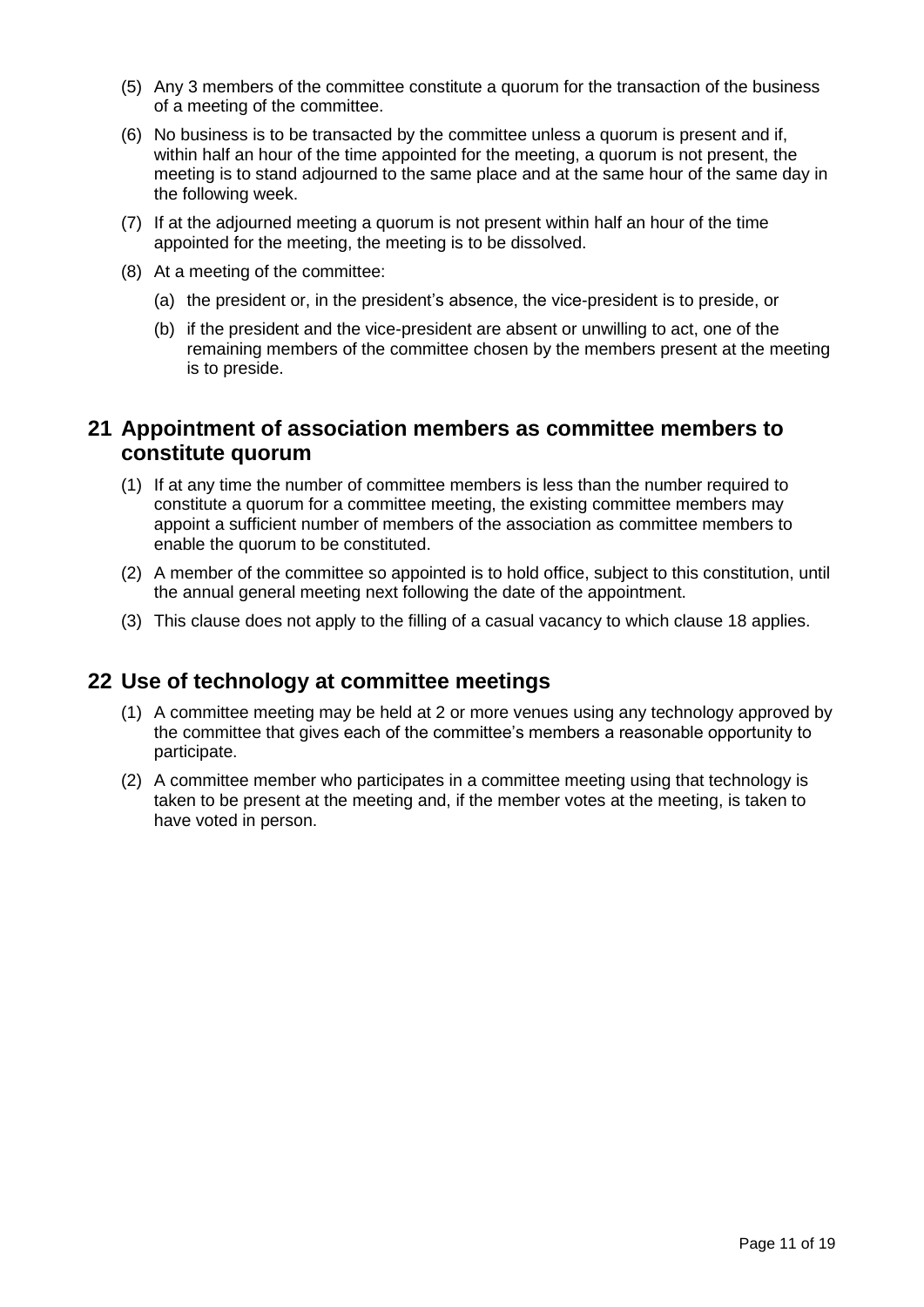(5) Any 3 members of the committee constitute a quorum for the transaction of the business of a meeting of the committee.

(6) No business is to be transacted by the committee unless a quorum is present and if, within half an hour of the time appointed for the meeting, a quorum is not present, the meeting is to stand adjourned to the same place and at the same hour of the same day in the following week.

(7) If at the adjourned meeting a quorum is not present within half an hour of the time appointed for the meeting, the meeting is to be dissolved.

(8) At a meeting of the committee:

  (a) the president or, in the president's absence, the vice-president is to preside, or

  (b) if the president and the vice-president are absent or unwilling to act, one of the remaining members of the committee chosen by the members present at the meeting is to preside.

## 21 Appointment of association members as committee members to constitute quorum

(1) If at any time the number of committee members is less than the number required to constitute a quorum for a committee meeting, the existing committee members may appoint a sufficient number of members of the association as committee members to enable the quorum to be constituted.

(2) A member of the committee so appointed is to hold office, subject to this constitution, until the annual general meeting next following the date of the appointment.

(3) This clause does not apply to the filling of a casual vacancy to which clause 18 applies.

## 22 Use of technology at committee meetings

(1) A committee meeting may be held at 2 or more venues using any technology approved by the committee that gives each of the committee's members a reasonable opportunity to participate.

(2) A committee member who participates in a committee meeting using that technology is taken to be present at the meeting and, if the member votes at the meeting, is taken to have voted in person.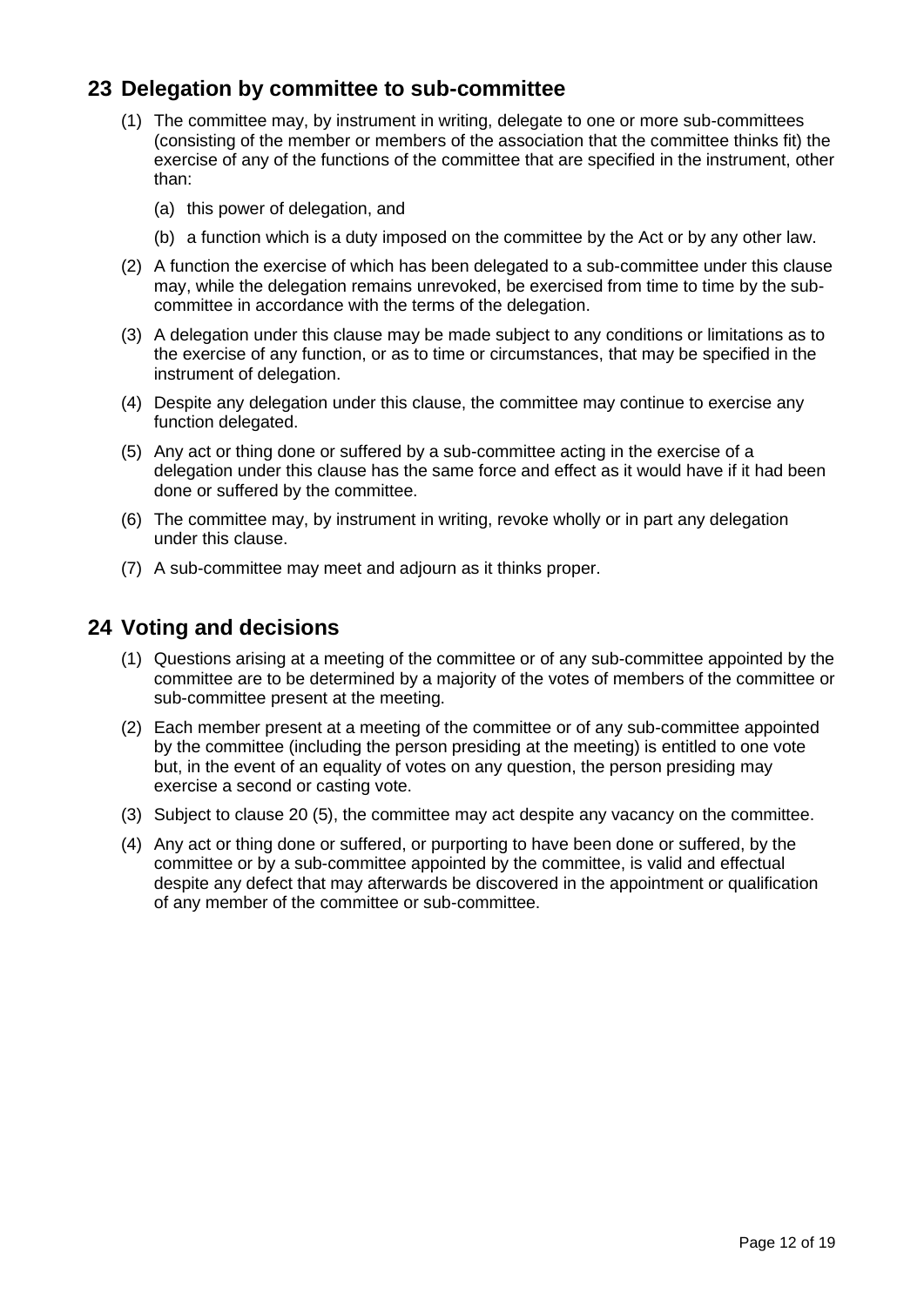## 23 Delegation by committee to sub-committee

(1) The committee may, by instrument in writing, delegate to one or more sub-committees (consisting of the member or members of the association that the committee thinks fit) the exercise of any of the functions of the committee that are specified in the instrument, other than:

(a) this power of delegation, and

(b) a function which is a duty imposed on the committee by the Act or by any other law.

(2) A function the exercise of which has been delegated to a sub-committee under this clause may, while the delegation remains unrevoked, be exercised from time to time by the sub-committee in accordance with the terms of the delegation.

(3) A delegation under this clause may be made subject to any conditions or limitations as to the exercise of any function, or as to time or circumstances, that may be specified in the instrument of delegation.

(4) Despite any delegation under this clause, the committee may continue to exercise any function delegated.

(5) Any act or thing done or suffered by a sub-committee acting in the exercise of a delegation under this clause has the same force and effect as it would have if it had been done or suffered by the committee.

(6) The committee may, by instrument in writing, revoke wholly or in part any delegation under this clause.

(7) A sub-committee may meet and adjourn as it thinks proper.

## 24 Voting and decisions

(1) Questions arising at a meeting of the committee or of any sub-committee appointed by the committee are to be determined by a majority of the votes of members of the committee or sub-committee present at the meeting.

(2) Each member present at a meeting of the committee or of any sub-committee appointed by the committee (including the person presiding at the meeting) is entitled to one vote but, in the event of an equality of votes on any question, the person presiding may exercise a second or casting vote.

(3) Subject to clause 20 (5), the committee may act despite any vacancy on the committee.

(4) Any act or thing done or suffered, or purporting to have been done or suffered, by the committee or by a sub-committee appointed by the committee, is valid and effectual despite any defect that may afterwards be discovered in the appointment or qualification of any member of the committee or sub-committee.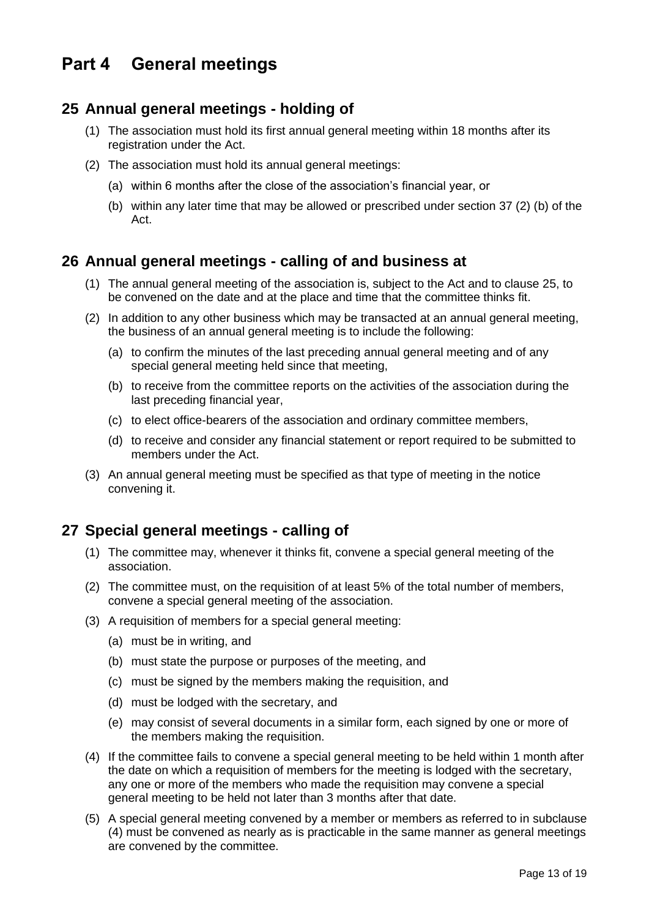# Part 4 General meetings

## 25 Annual general meetings - holding of

(1) The association must hold its first annual general meeting within 18 months after its registration under the Act.

(2) The association must hold its annual general meetings:

   (a) within 6 months after the close of the association's financial year, or

   (b) within any later time that may be allowed or prescribed under section 37 (2) (b) of the Act.

## 26 Annual general meetings - calling of and business at

(1) The annual general meeting of the association is, subject to the Act and to clause 25, to be convened on the date and at the place and time that the committee thinks fit.

(2) In addition to any other business which may be transacted at an annual general meeting, the business of an annual general meeting is to include the following:

   (a) to confirm the minutes of the last preceding annual general meeting and of any special general meeting held since that meeting,

   (b) to receive from the committee reports on the activities of the association during the last preceding financial year,

   (c) to elect office-bearers of the association and ordinary committee members,

   (d) to receive and consider any financial statement or report required to be submitted to members under the Act.

(3) An annual general meeting must be specified as that type of meeting in the notice convening it.

## 27 Special general meetings - calling of

(1) The committee may, whenever it thinks fit, convene a special general meeting of the association.

(2) The committee must, on the requisition of at least 5% of the total number of members, convene a special general meeting of the association.

(3) A requisition of members for a special general meeting:

   (a) must be in writing, and

   (b) must state the purpose or purposes of the meeting, and

   (c) must be signed by the members making the requisition, and

   (d) must be lodged with the secretary, and

   (e) may consist of several documents in a similar form, each signed by one or more of the members making the requisition.

(4) If the committee fails to convene a special general meeting to be held within 1 month after the date on which a requisition of members for the meeting is lodged with the secretary, any one or more of the members who made the requisition may convene a special general meeting to be held not later than 3 months after that date.

(5) A special general meeting convened by a member or members as referred to in subclause (4) must be convened as nearly as is practicable in the same manner as general meetings are convened by the committee.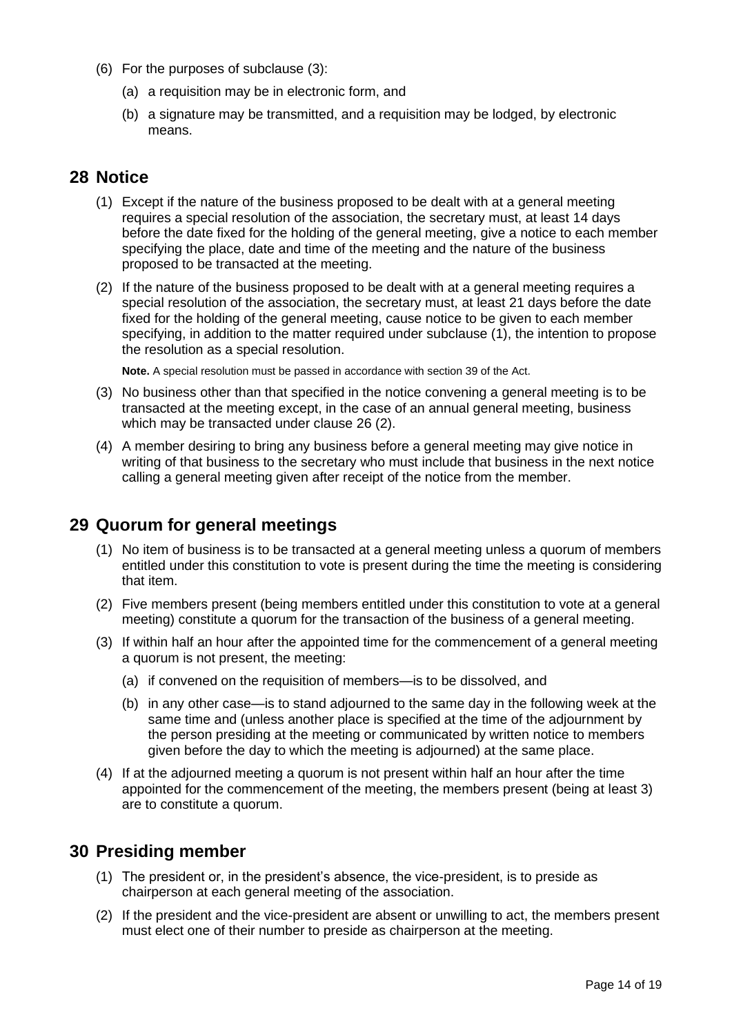(6) For the purposes of subclause (3):

(a) a requisition may be in electronic form, and

(b) a signature may be transmitted, and a requisition may be lodged, by electronic means.

## 28 Notice

(1) Except if the nature of the business proposed to be dealt with at a general meeting requires a special resolution of the association, the secretary must, at least 14 days before the date fixed for the holding of the general meeting, give a notice to each member specifying the place, date and time of the meeting and the nature of the business proposed to be transacted at the meeting.

(2) If the nature of the business proposed to be dealt with at a general meeting requires a special resolution of the association, the secretary must, at least 21 days before the date fixed for the holding of the general meeting, cause notice to be given to each member specifying, in addition to the matter required under subclause (1), the intention to propose the resolution as a special resolution.

**Note.** A special resolution must be passed in accordance with section 39 of the Act.

(3) No business other than that specified in the notice convening a general meeting is to be transacted at the meeting except, in the case of an annual general meeting, business which may be transacted under clause 26 (2).

(4) A member desiring to bring any business before a general meeting may give notice in writing of that business to the secretary who must include that business in the next notice calling a general meeting given after receipt of the notice from the member.

## 29 Quorum for general meetings

(1) No item of business is to be transacted at a general meeting unless a quorum of members entitled under this constitution to vote is present during the time the meeting is considering that item.

(2) Five members present (being members entitled under this constitution to vote at a general meeting) constitute a quorum for the transaction of the business of a general meeting.

(3) If within half an hour after the appointed time for the commencement of a general meeting a quorum is not present, the meeting:

(a) if convened on the requisition of members—is to be dissolved, and

(b) in any other case—is to stand adjourned to the same day in the following week at the same time and (unless another place is specified at the time of the adjournment by the person presiding at the meeting or communicated by written notice to members given before the day to which the meeting is adjourned) at the same place.

(4) If at the adjourned meeting a quorum is not present within half an hour after the time appointed for the commencement of the meeting, the members present (being at least 3) are to constitute a quorum.

## 30 Presiding member

(1) The president or, in the president's absence, the vice-president, is to preside as chairperson at each general meeting of the association.

(2) If the president and the vice-president are absent or unwilling to act, the members present must elect one of their number to preside as chairperson at the meeting.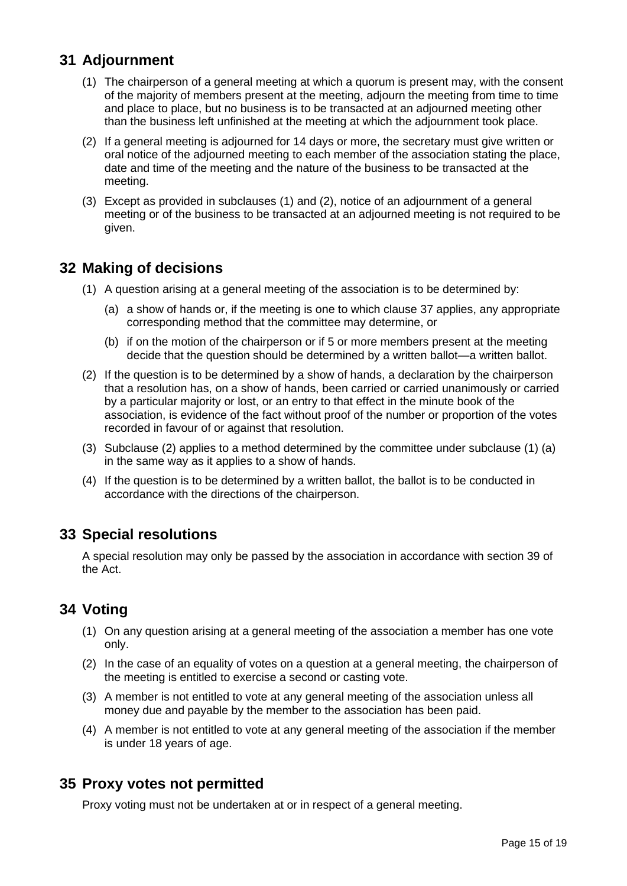## 31 Adjournment

(1) The chairperson of a general meeting at which a quorum is present may, with the consent of the majority of members present at the meeting, adjourn the meeting from time to time and place to place, but no business is to be transacted at an adjourned meeting other than the business left unfinished at the meeting at which the adjournment took place.

(2) If a general meeting is adjourned for 14 days or more, the secretary must give written or oral notice of the adjourned meeting to each member of the association stating the place, date and time of the meeting and the nature of the business to be transacted at the meeting.

(3) Except as provided in subclauses (1) and (2), notice of an adjournment of a general meeting or of the business to be transacted at an adjourned meeting is not required to be given.

## 32 Making of decisions

(1) A question arising at a general meeting of the association is to be determined by:

(a) a show of hands or, if the meeting is one to which clause 37 applies, any appropriate corresponding method that the committee may determine, or

(b) if on the motion of the chairperson or if 5 or more members present at the meeting decide that the question should be determined by a written ballot—a written ballot.

(2) If the question is to be determined by a show of hands, a declaration by the chairperson that a resolution has, on a show of hands, been carried or carried unanimously or carried by a particular majority or lost, or an entry to that effect in the minute book of the association, is evidence of the fact without proof of the number or proportion of the votes recorded in favour of or against that resolution.

(3) Subclause (2) applies to a method determined by the committee under subclause (1) (a) in the same way as it applies to a show of hands.

(4) If the question is to be determined by a written ballot, the ballot is to be conducted in accordance with the directions of the chairperson.

## 33 Special resolutions

A special resolution may only be passed by the association in accordance with section 39 of the Act.

## 34 Voting

(1) On any question arising at a general meeting of the association a member has one vote only.

(2) In the case of an equality of votes on a question at a general meeting, the chairperson of the meeting is entitled to exercise a second or casting vote.

(3) A member is not entitled to vote at any general meeting of the association unless all money due and payable by the member to the association has been paid.

(4) A member is not entitled to vote at any general meeting of the association if the member is under 18 years of age.

## 35 Proxy votes not permitted

Proxy voting must not be undertaken at or in respect of a general meeting.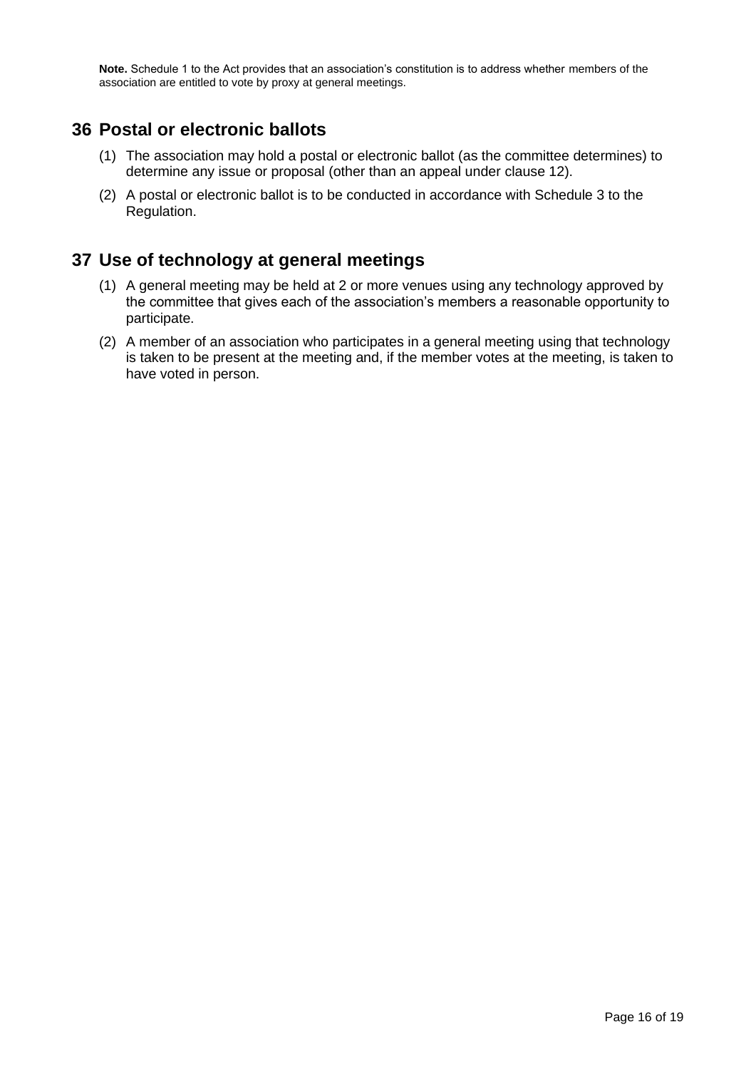**Note.** Schedule 1 to the Act provides that an association's constitution is to address whether members of the association are entitled to vote by proxy at general meetings.

## 36 Postal or electronic ballots

(1) The association may hold a postal or electronic ballot (as the committee determines) to determine any issue or proposal (other than an appeal under clause 12).

(2) A postal or electronic ballot is to be conducted in accordance with Schedule 3 to the Regulation.

## 37 Use of technology at general meetings

(1) A general meeting may be held at 2 or more venues using any technology approved by the committee that gives each of the association's members a reasonable opportunity to participate.

(2) A member of an association who participates in a general meeting using that technology is taken to be present at the meeting and, if the member votes at the meeting, is taken to have voted in person.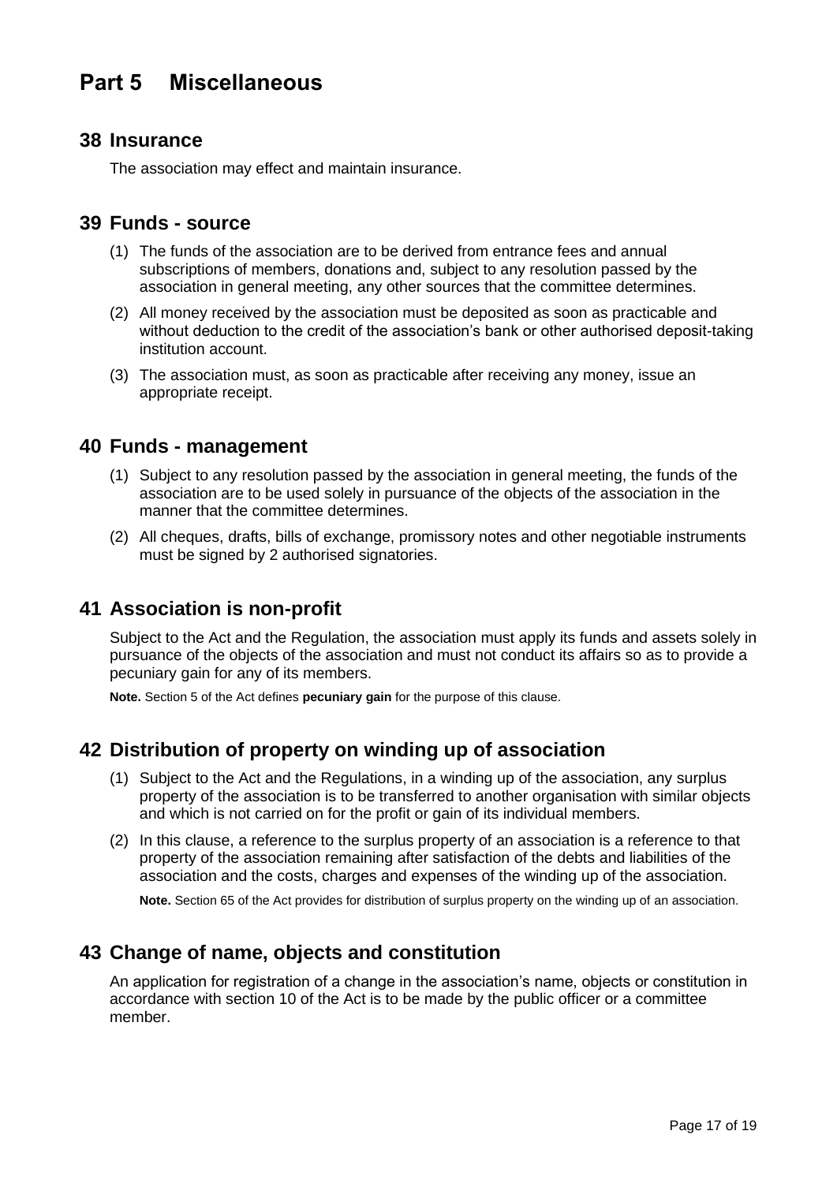# Part 5 Miscellaneous

## 38 Insurance

The association may effect and maintain insurance.

## 39 Funds - source

(1) The funds of the association are to be derived from entrance fees and annual subscriptions of members, donations and, subject to any resolution passed by the association in general meeting, any other sources that the committee determines.

(2) All money received by the association must be deposited as soon as practicable and without deduction to the credit of the association's bank or other authorised deposit-taking institution account.

(3) The association must, as soon as practicable after receiving any money, issue an appropriate receipt.

## 40 Funds - management

(1) Subject to any resolution passed by the association in general meeting, the funds of the association are to be used solely in pursuance of the objects of the association in the manner that the committee determines.

(2) All cheques, drafts, bills of exchange, promissory notes and other negotiable instruments must be signed by 2 authorised signatories.

## 41 Association is non-profit

Subject to the Act and the Regulation, the association must apply its funds and assets solely in pursuance of the objects of the association and must not conduct its affairs so as to provide a pecuniary gain for any of its members.

**Note.** Section 5 of the Act defines **pecuniary gain** for the purpose of this clause.

## 42 Distribution of property on winding up of association

(1) Subject to the Act and the Regulations, in a winding up of the association, any surplus property of the association is to be transferred to another organisation with similar objects and which is not carried on for the profit or gain of its individual members.

(2) In this clause, a reference to the surplus property of an association is a reference to that property of the association remaining after satisfaction of the debts and liabilities of the association and the costs, charges and expenses of the winding up of the association.

**Note.** Section 65 of the Act provides for distribution of surplus property on the winding up of an association.

## 43 Change of name, objects and constitution

An application for registration of a change in the association's name, objects or constitution in accordance with section 10 of the Act is to be made by the public officer or a committee member.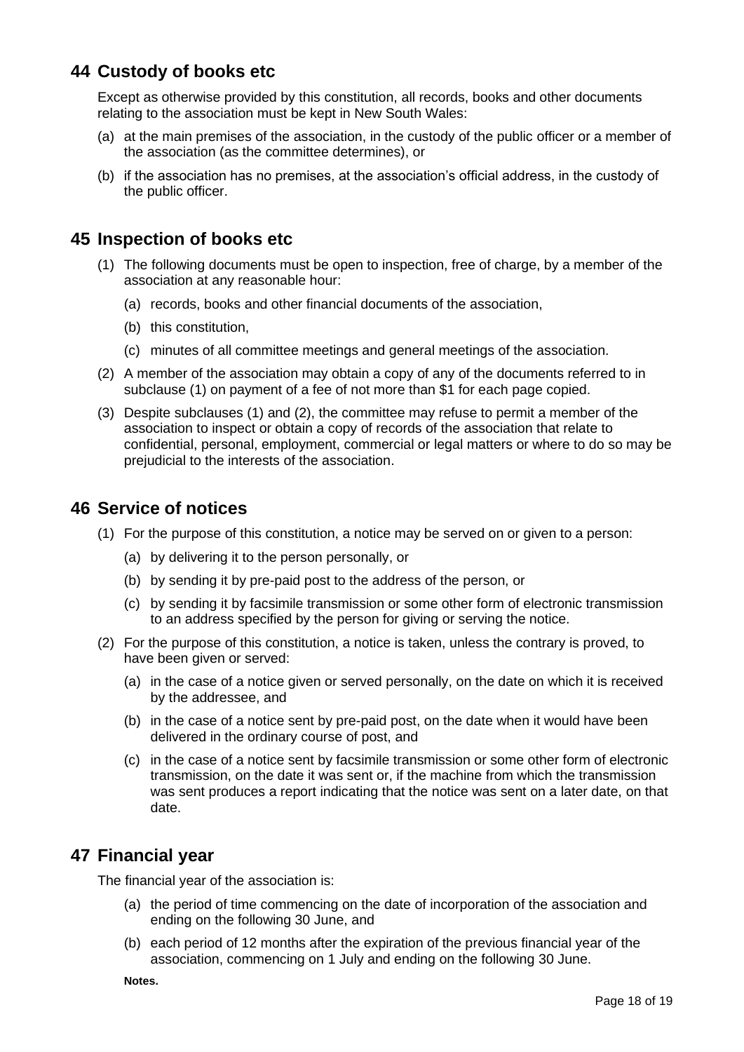## 44 Custody of books etc

Except as otherwise provided by this constitution, all records, books and other documents relating to the association must be kept in New South Wales:

(a) at the main premises of the association, in the custody of the public officer or a member of the association (as the committee determines), or

(b) if the association has no premises, at the association's official address, in the custody of the public officer.

## 45 Inspection of books etc

(1) The following documents must be open to inspection, free of charge, by a member of the association at any reasonable hour:

(a) records, books and other financial documents of the association,

(b) this constitution,

(c) minutes of all committee meetings and general meetings of the association.

(2) A member of the association may obtain a copy of any of the documents referred to in subclause (1) on payment of a fee of not more than $1 for each page copied.

(3) Despite subclauses (1) and (2), the committee may refuse to permit a member of the association to inspect or obtain a copy of records of the association that relate to confidential, personal, employment, commercial or legal matters or where to do so may be prejudicial to the interests of the association.

## 46 Service of notices

(1) For the purpose of this constitution, a notice may be served on or given to a person:

(a) by delivering it to the person personally, or

(b) by sending it by pre-paid post to the address of the person, or

(c) by sending it by facsimile transmission or some other form of electronic transmission to an address specified by the person for giving or serving the notice.

(2) For the purpose of this constitution, a notice is taken, unless the contrary is proved, to have been given or served:

(a) in the case of a notice given or served personally, on the date on which it is received by the addressee, and

(b) in the case of a notice sent by pre-paid post, on the date when it would have been delivered in the ordinary course of post, and

(c) in the case of a notice sent by facsimile transmission or some other form of electronic transmission, on the date it was sent or, if the machine from which the transmission was sent produces a report indicating that the notice was sent on a later date, on that date.

## 47 Financial year

The financial year of the association is:

(a) the period of time commencing on the date of incorporation of the association and ending on the following 30 June, and

(b) each period of 12 months after the expiration of the previous financial year of the association, commencing on 1 July and ending on the following 30 June.

**Notes.**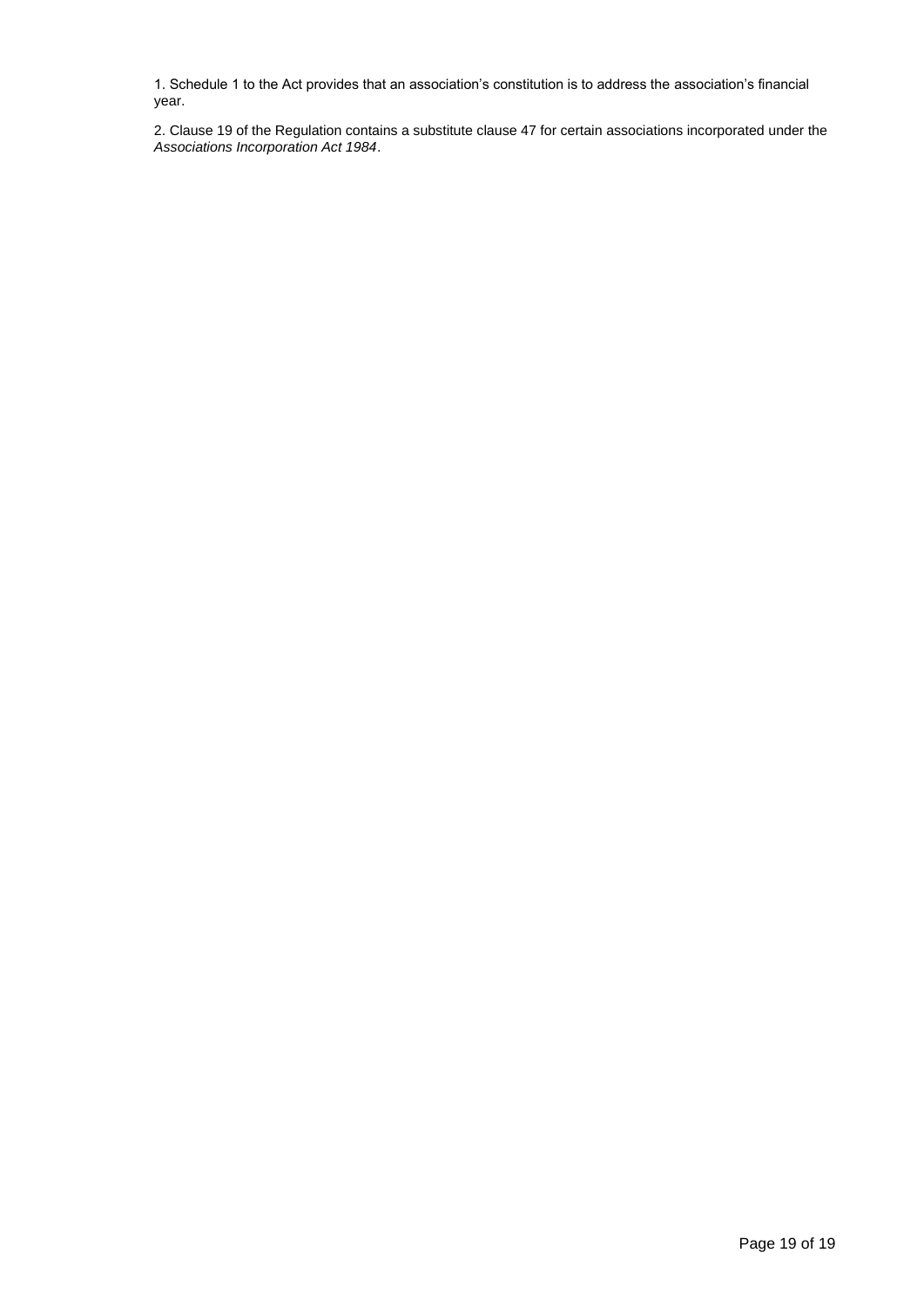1. Schedule 1 to the Act provides that an association's constitution is to address the association's financial year.

2. Clause 19 of the Regulation contains a substitute clause 47 for certain associations incorporated under the *Associations Incorporation Act 1984*.